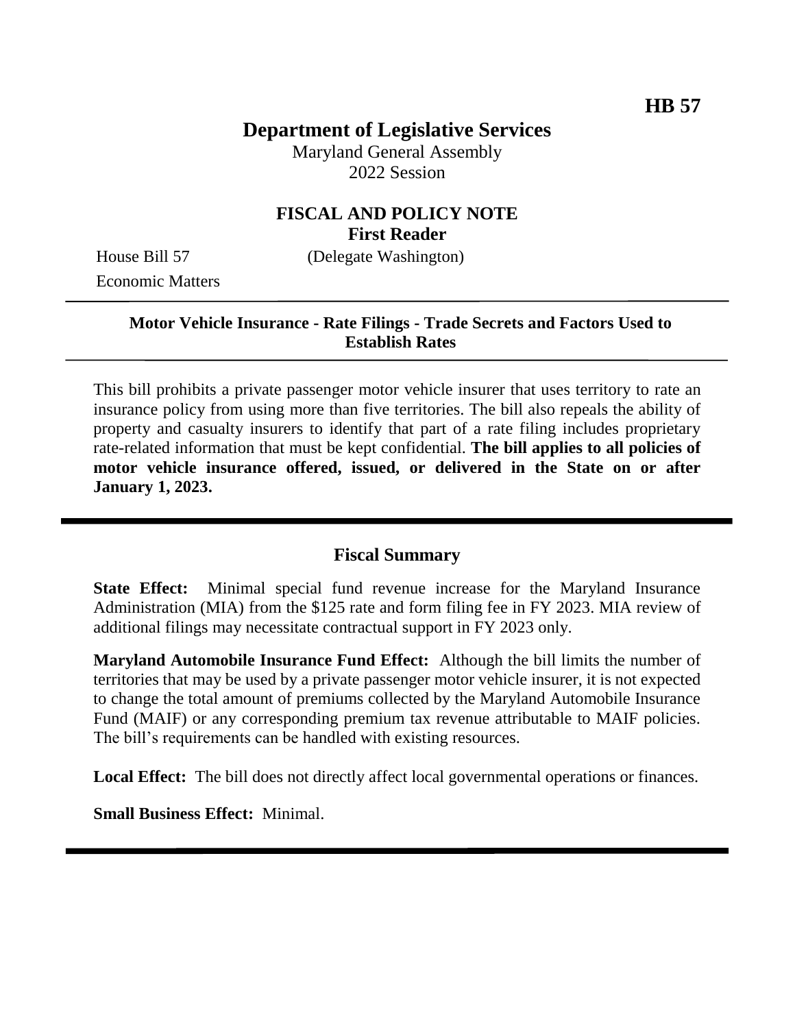**HB 57**

# Department of Legislative Services

Maryland General Assembly
2022 Session

## FISCAL AND POLICY NOTE
**First Reader**

House Bill 57 (Delegate Washington)
Economic Matters

---

**Motor Vehicle Insurance - Rate Filings - Trade Secrets and Factors Used to Establish Rates**

---

This bill prohibits a private passenger motor vehicle insurer that uses territory to rate an insurance policy from using more than five territories. The bill also repeals the ability of property and casualty insurers to identify that part of a rate filing includes proprietary rate-related information that must be kept confidential. **The bill applies to all policies of motor vehicle insurance offered, issued, or delivered in the State on or after January 1, 2023.**

---

## Fiscal Summary

**State Effect:** Minimal special fund revenue increase for the Maryland Insurance Administration (MIA) from the $125 rate and form filing fee in FY 2023. MIA review of additional filings may necessitate contractual support in FY 2023 only.

**Maryland Automobile Insurance Fund Effect:** Although the bill limits the number of territories that may be used by a private passenger motor vehicle insurer, it is not expected to change the total amount of premiums collected by the Maryland Automobile Insurance Fund (MAIF) or any corresponding premium tax revenue attributable to MAIF policies. The bill's requirements can be handled with existing resources.

**Local Effect:** The bill does not directly affect local governmental operations or finances.

**Small Business Effect:** Minimal.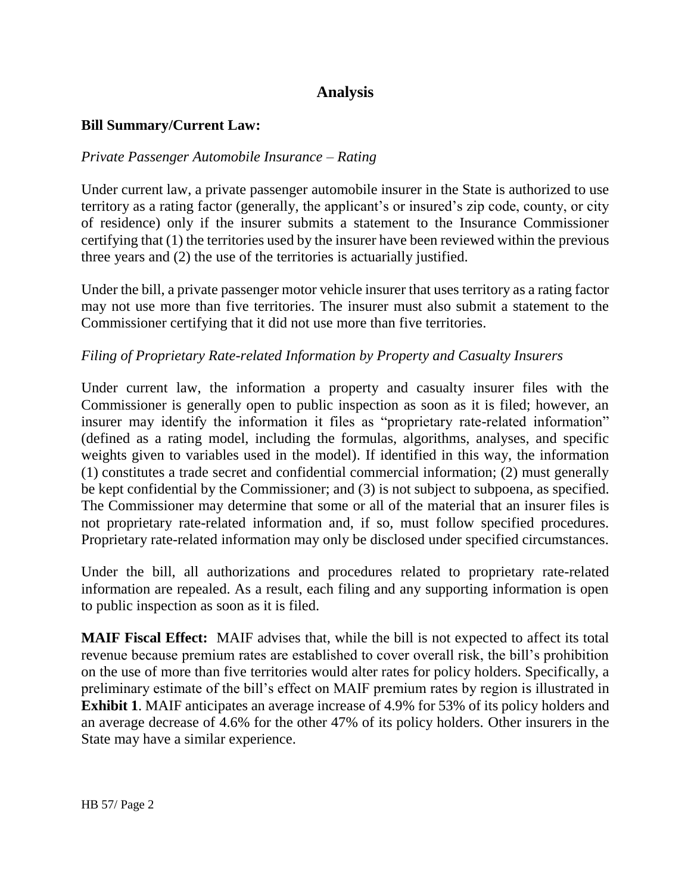# Analysis

## Bill Summary/Current Law:

*Private Passenger Automobile Insurance – Rating*

Under current law, a private passenger automobile insurer in the State is authorized to use territory as a rating factor (generally, the applicant's or insured's zip code, county, or city of residence) only if the insurer submits a statement to the Insurance Commissioner certifying that (1) the territories used by the insurer have been reviewed within the previous three years and (2) the use of the territories is actuarially justified.

Under the bill, a private passenger motor vehicle insurer that uses territory as a rating factor may not use more than five territories. The insurer must also submit a statement to the Commissioner certifying that it did not use more than five territories.

*Filing of Proprietary Rate-related Information by Property and Casualty Insurers*

Under current law, the information a property and casualty insurer files with the Commissioner is generally open to public inspection as soon as it is filed; however, an insurer may identify the information it files as "proprietary rate-related information" (defined as a rating model, including the formulas, algorithms, analyses, and specific weights given to variables used in the model). If identified in this way, the information (1) constitutes a trade secret and confidential commercial information; (2) must generally be kept confidential by the Commissioner; and (3) is not subject to subpoena, as specified. The Commissioner may determine that some or all of the material that an insurer files is not proprietary rate-related information and, if so, must follow specified procedures. Proprietary rate-related information may only be disclosed under specified circumstances.

Under the bill, all authorizations and procedures related to proprietary rate-related information are repealed. As a result, each filing and any supporting information is open to public inspection as soon as it is filed.

**MAIF Fiscal Effect:** MAIF advises that, while the bill is not expected to affect its total revenue because premium rates are established to cover overall risk, the bill's prohibition on the use of more than five territories would alter rates for policy holders. Specifically, a preliminary estimate of the bill's effect on MAIF premium rates by region is illustrated in **Exhibit 1**. MAIF anticipates an average increase of 4.9% for 53% of its policy holders and an average decrease of 4.6% for the other 47% of its policy holders. Other insurers in the State may have a similar experience.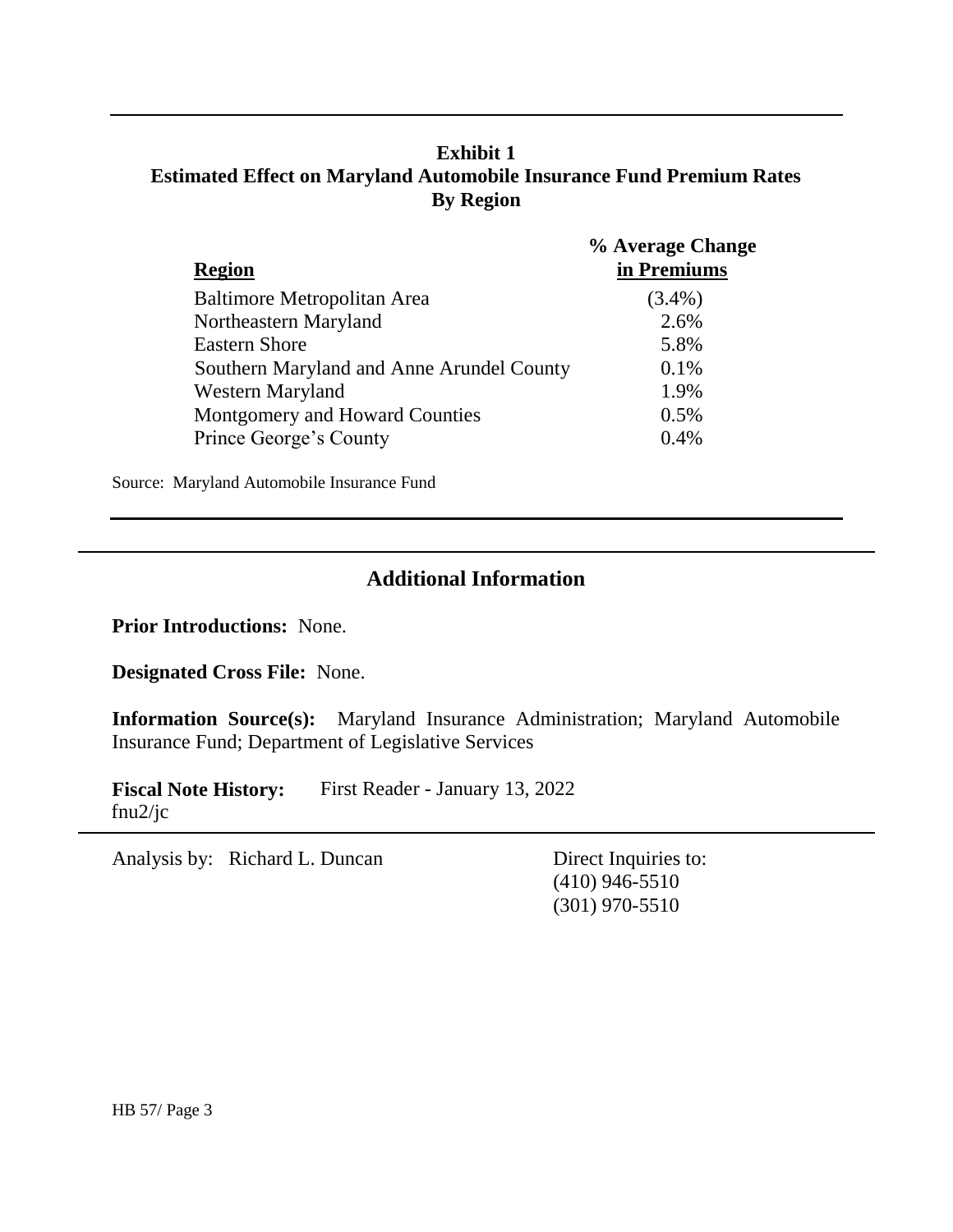**Exhibit 1**
**Estimated Effect on Maryland Automobile Insurance Fund Premium Rates**
**By Region**

| Region | % Average Change in Premiums |
|---|---|
| Baltimore Metropolitan Area | (3.4%) |
| Northeastern Maryland | 2.6% |
| Eastern Shore | 5.8% |
| Southern Maryland and Anne Arundel County | 0.1% |
| Western Maryland | 1.9% |
| Montgomery and Howard Counties | 0.5% |
| Prince George's County | 0.4% |

Source: Maryland Automobile Insurance Fund

## Additional Information

**Prior Introductions:** None.

**Designated Cross File:** None.

**Information Source(s):** Maryland Insurance Administration; Maryland Automobile Insurance Fund; Department of Legislative Services

**Fiscal Note History:** First Reader - January 13, 2022
fnu2/jc

Analysis by: Richard L. Duncan

Direct Inquiries to:
(410) 946-5510
(301) 970-5510